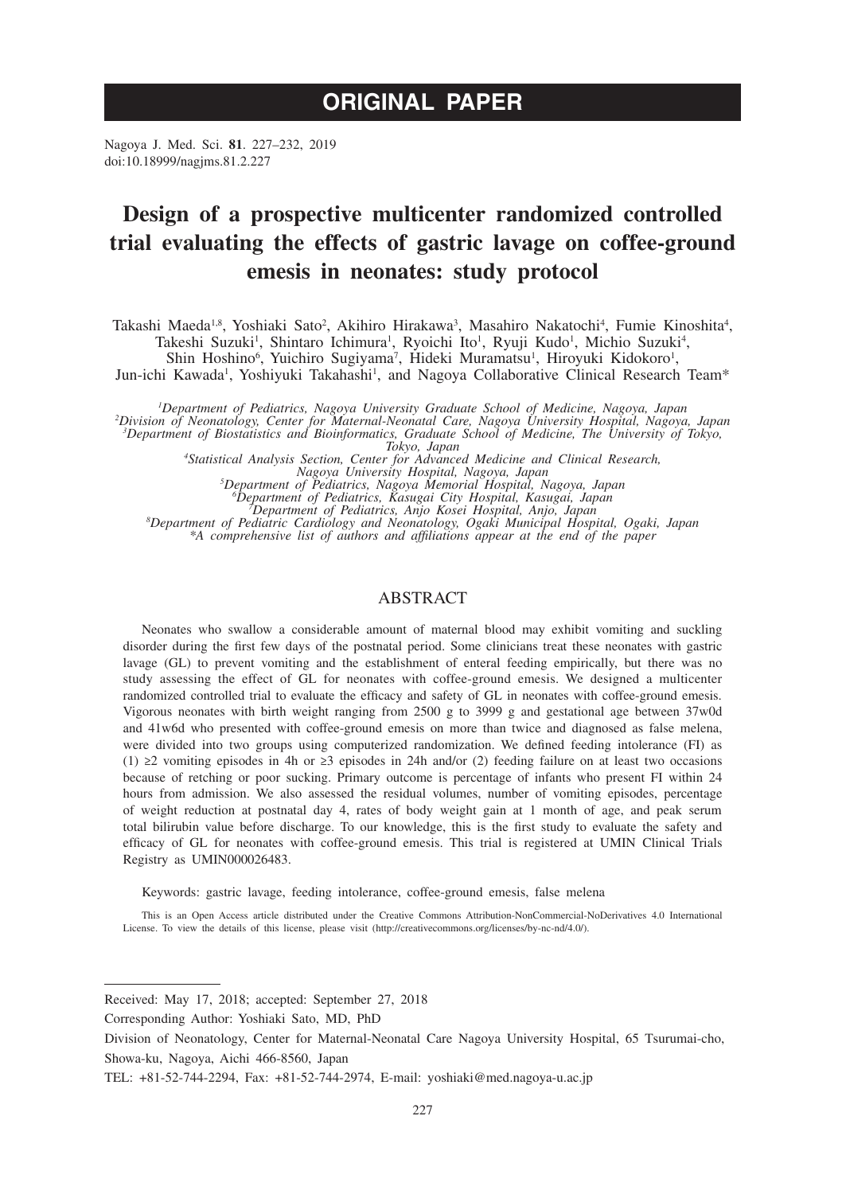# ORIGINAL PAPER

Nagoya J. Med. Sci. **81**. 227–232, 2019
doi:10.18999/nagjms.81.2.227

# Design of a prospective multicenter randomized controlled trial evaluating the effects of gastric lavage on coffee-ground emesis in neonates: study protocol

Takashi Maeda[1,8], Yoshiaki Sato[2], Akihiro Hirakawa[3], Masahiro Nakatochi[4], Fumie Kinoshita[4], Takeshi Suzuki[1], Shintaro Ichimura[1], Ryoichi Ito[1], Ryuji Kudo[1], Michio Suzuki[4], Shin Hoshino[6], Yuichiro Sugiyama[7], Hideki Muramatsu[1], Hiroyuki Kidokoro[1], Jun-ichi Kawada[1], Yoshiyuki Takahashi[1], and Nagoya Collaborative Clinical Research Team*

*[1]Department of Pediatrics, Nagoya University Graduate School of Medicine, Nagoya, Japan*
*[2]Division of Neonatology, Center for Maternal-Neonatal Care, Nagoya University Hospital, Nagoya, Japan*
*[3]Department of Biostatistics and Bioinformatics, Graduate School of Medicine, The University of Tokyo, Tokyo, Japan*
*[4]Statistical Analysis Section, Center for Advanced Medicine and Clinical Research, Nagoya University Hospital, Nagoya, Japan*
*[5]Department of Pediatrics, Nagoya Memorial Hospital, Nagoya, Japan*
*[6]Department of Pediatrics, Kasugai City Hospital, Kasugai, Japan*
*[7]Department of Pediatrics, Anjo Kosei Hospital, Anjo, Japan*
*[8]Department of Pediatric Cardiology and Neonatology, Ogaki Municipal Hospital, Ogaki, Japan*
*\*A comprehensive list of authors and affiliations appear at the end of the paper*

## ABSTRACT

Neonates who swallow a considerable amount of maternal blood may exhibit vomiting and suckling disorder during the first few days of the postnatal period. Some clinicians treat these neonates with gastric lavage (GL) to prevent vomiting and the establishment of enteral feeding empirically, but there was no study assessing the effect of GL for neonates with coffee-ground emesis. We designed a multicenter randomized controlled trial to evaluate the efficacy and safety of GL in neonates with coffee-ground emesis. Vigorous neonates with birth weight ranging from 2500 g to 3999 g and gestational age between 37w0d and 41w6d who presented with coffee-ground emesis on more than twice and diagnosed as false melena, were divided into two groups using computerized randomization. We defined feeding intolerance (FI) as (1) ≥2 vomiting episodes in 4h or ≥3 episodes in 24h and/or (2) feeding failure on at least two occasions because of retching or poor sucking. Primary outcome is percentage of infants who present FI within 24 hours from admission. We also assessed the residual volumes, number of vomiting episodes, percentage of weight reduction at postnatal day 4, rates of body weight gain at 1 month of age, and peak serum total bilirubin value before discharge. To our knowledge, this is the first study to evaluate the safety and efficacy of GL for neonates with coffee-ground emesis. This trial is registered at UMIN Clinical Trials Registry as UMIN000026483.

Keywords: gastric lavage, feeding intolerance, coffee-ground emesis, false melena

This is an Open Access article distributed under the Creative Commons Attribution-NonCommercial-NoDerivatives 4.0 International License. To view the details of this license, please visit (http://creativecommons.org/licenses/by-nc-nd/4.0/).

---

Received: May 17, 2018; accepted: September 27, 2018

Corresponding Author: Yoshiaki Sato, MD, PhD

Division of Neonatology, Center for Maternal-Neonatal Care Nagoya University Hospital, 65 Tsurumai-cho, Showa-ku, Nagoya, Aichi 466-8560, Japan

TEL: +81-52-744-2294, Fax: +81-52-744-2974, E-mail: yoshiaki@med.nagoya-u.ac.jp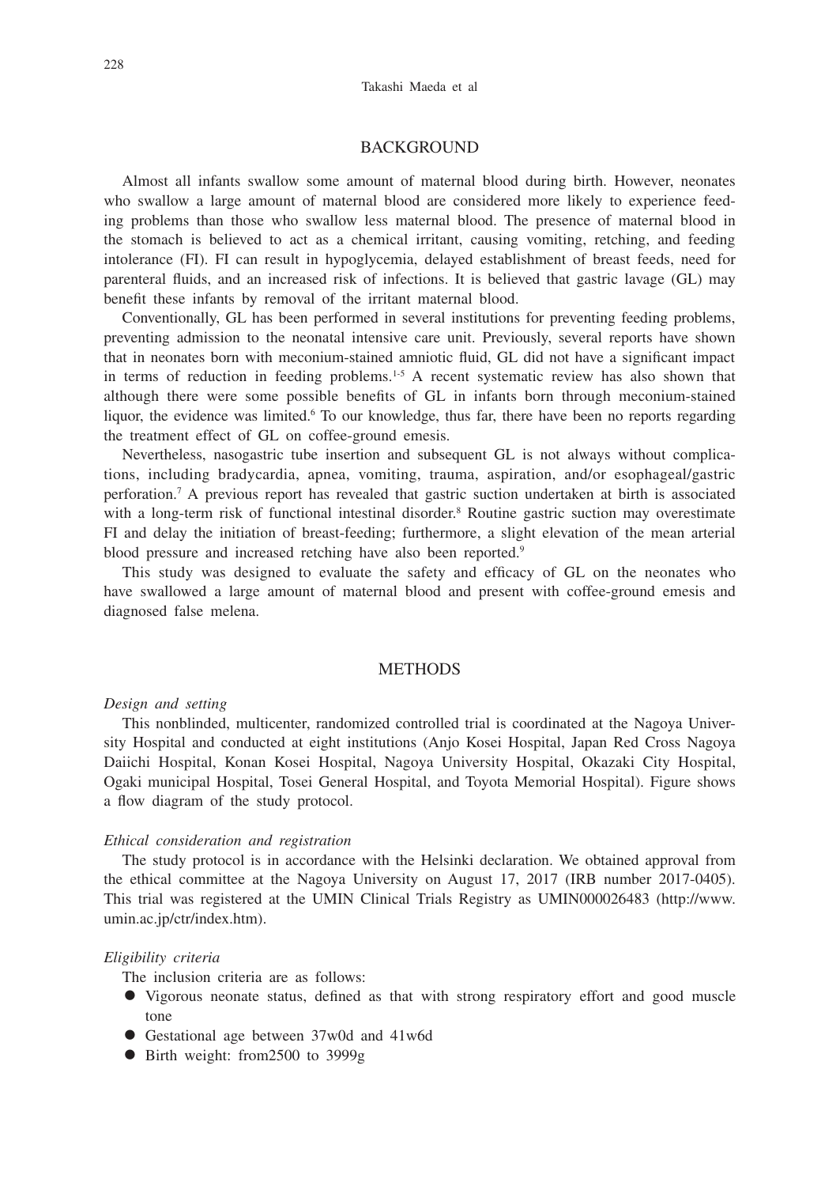## BACKGROUND

Almost all infants swallow some amount of maternal blood during birth. However, neonates who swallow a large amount of maternal blood are considered more likely to experience feeding problems than those who swallow less maternal blood. The presence of maternal blood in the stomach is believed to act as a chemical irritant, causing vomiting, retching, and feeding intolerance (FI). FI can result in hypoglycemia, delayed establishment of breast feeds, need for parenteral fluids, and an increased risk of infections. It is believed that gastric lavage (GL) may benefit these infants by removal of the irritant maternal blood.

Conventionally, GL has been performed in several institutions for preventing feeding problems, preventing admission to the neonatal intensive care unit. Previously, several reports have shown that in neonates born with meconium-stained amniotic fluid, GL did not have a significant impact in terms of reduction in feeding problems.[1-5] A recent systematic review has also shown that although there were some possible benefits of GL in infants born through meconium-stained liquor, the evidence was limited.[6] To our knowledge, thus far, there have been no reports regarding the treatment effect of GL on coffee-ground emesis.

Nevertheless, nasogastric tube insertion and subsequent GL is not always without complications, including bradycardia, apnea, vomiting, trauma, aspiration, and/or esophageal/gastric perforation.[7] A previous report has revealed that gastric suction undertaken at birth is associated with a long-term risk of functional intestinal disorder.[8] Routine gastric suction may overestimate FI and delay the initiation of breast-feeding; furthermore, a slight elevation of the mean arterial blood pressure and increased retching have also been reported.[9]

This study was designed to evaluate the safety and efficacy of GL on the neonates who have swallowed a large amount of maternal blood and present with coffee-ground emesis and diagnosed false melena.

## METHODS

*Design and setting*

This nonblinded, multicenter, randomized controlled trial is coordinated at the Nagoya University Hospital and conducted at eight institutions (Anjo Kosei Hospital, Japan Red Cross Nagoya Daiichi Hospital, Konan Kosei Hospital, Nagoya University Hospital, Okazaki City Hospital, Ogaki municipal Hospital, Tosei General Hospital, and Toyota Memorial Hospital). Figure shows a flow diagram of the study protocol.

*Ethical consideration and registration*

The study protocol is in accordance with the Helsinki declaration. We obtained approval from the ethical committee at the Nagoya University on August 17, 2017 (IRB number 2017-0405). This trial was registered at the UMIN Clinical Trials Registry as UMIN000026483 (http://www.umin.ac.jp/ctr/index.htm).

*Eligibility criteria*

The inclusion criteria are as follows:

- Vigorous neonate status, defined as that with strong respiratory effort and good muscle tone
- Gestational age between 37w0d and 41w6d
- Birth weight: from2500 to 3999g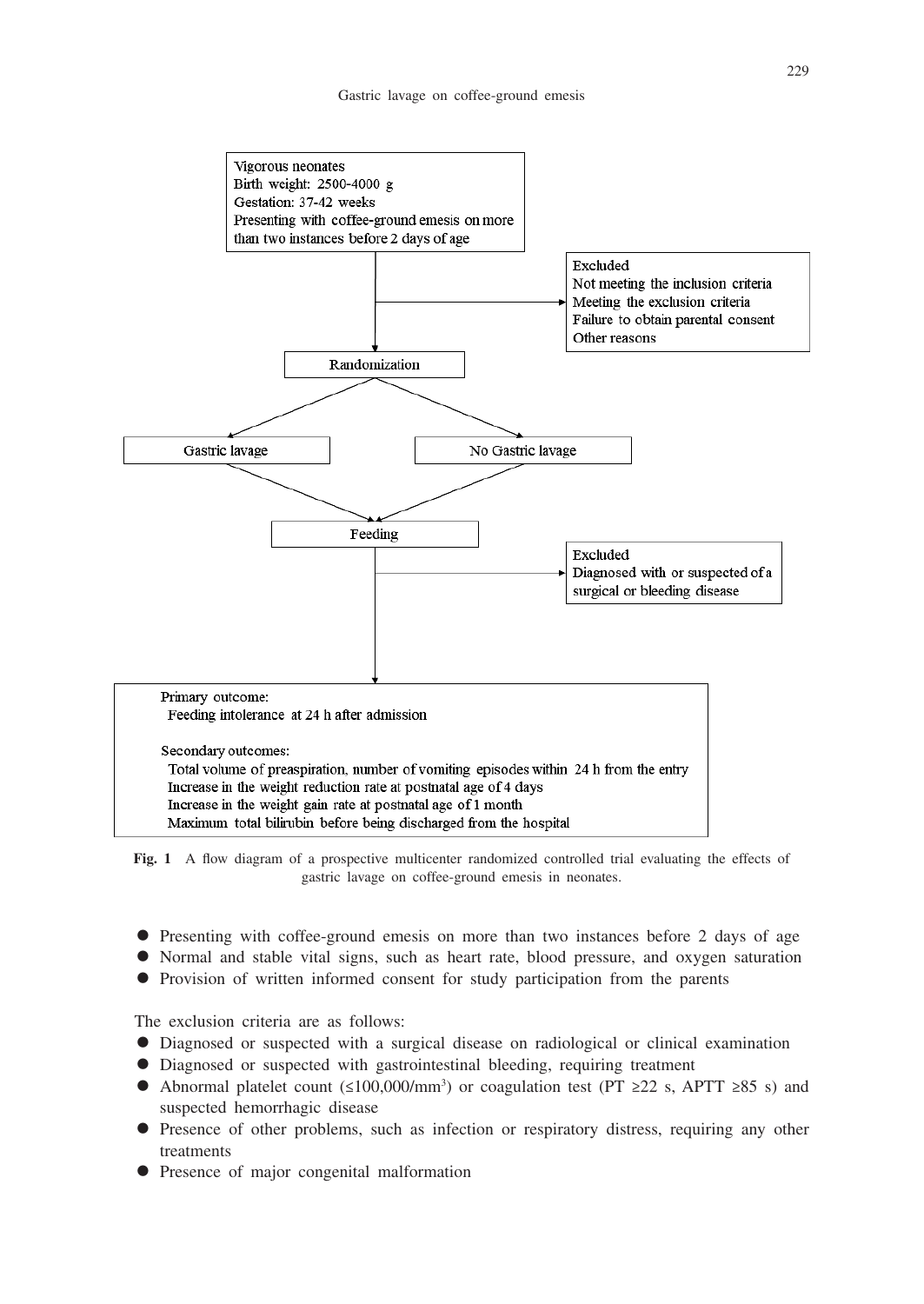Vigorous neonates
Birth weight: 2500-4000 g
Gestation: 37-42 weeks
Presenting with coffee-ground emesis on more than two instances before 2 days of age

Excluded
Not meeting the inclusion criteria
Meeting the exclusion criteria
Failure to obtain parental consent
Other reasons

Randomization

Gastric lavage

No Gastric lavage

Feeding

Excluded
Diagnosed with or suspected of a surgical or bleeding disease

Primary outcome:
Feeding intolerance at 24 h after admission

Secondary outcomes:
Total volume of preaspiration, number of vomiting episodes within 24 h from the entry
Increase in the weight reduction rate at postnatal age of 4 days
Increase in the weight gain rate at postnatal age of 1 month
Maximum total bilirubin before being discharged from the hospital

**Fig. 1** A flow diagram of a prospective multicenter randomized controlled trial evaluating the effects of gastric lavage on coffee-ground emesis in neonates.

- Presenting with coffee-ground emesis on more than two instances before 2 days of age
- Normal and stable vital signs, such as heart rate, blood pressure, and oxygen saturation
- Provision of written informed consent for study participation from the parents

The exclusion criteria are as follows:

- Diagnosed or suspected with a surgical disease on radiological or clinical examination
- Diagnosed or suspected with gastrointestinal bleeding, requiring treatment
- Abnormal platelet count (≤100,000/mm$^3$) or coagulation test (PT ≥22 s, APTT ≥85 s) and suspected hemorrhagic disease
- Presence of other problems, such as infection or respiratory distress, requiring any other treatments
- Presence of major congenital malformation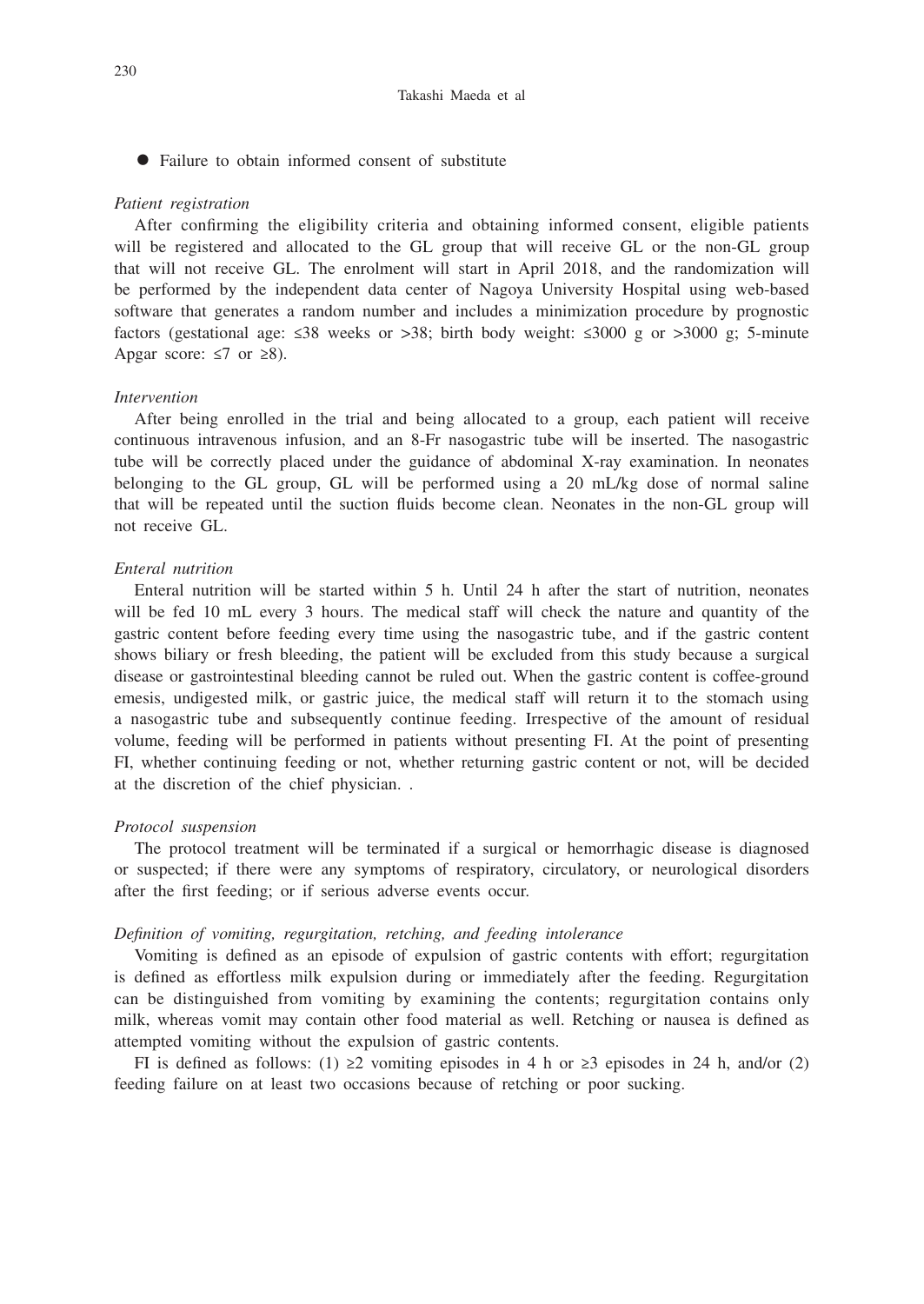- Failure to obtain informed consent of substitute

*Patient registration*

After confirming the eligibility criteria and obtaining informed consent, eligible patients will be registered and allocated to the GL group that will receive GL or the non-GL group that will not receive GL. The enrolment will start in April 2018, and the randomization will be performed by the independent data center of Nagoya University Hospital using web-based software that generates a random number and includes a minimization procedure by prognostic factors (gestational age: ≤38 weeks or >38; birth body weight: ≤3000 g or >3000 g; 5-minute Apgar score: ≤7 or ≥8).

*Intervention*

After being enrolled in the trial and being allocated to a group, each patient will receive continuous intravenous infusion, and an 8-Fr nasogastric tube will be inserted. The nasogastric tube will be correctly placed under the guidance of abdominal X-ray examination. In neonates belonging to the GL group, GL will be performed using a 20 mL/kg dose of normal saline that will be repeated until the suction fluids become clean. Neonates in the non-GL group will not receive GL.

*Enteral nutrition*

Enteral nutrition will be started within 5 h. Until 24 h after the start of nutrition, neonates will be fed 10 mL every 3 hours. The medical staff will check the nature and quantity of the gastric content before feeding every time using the nasogastric tube, and if the gastric content shows biliary or fresh bleeding, the patient will be excluded from this study because a surgical disease or gastrointestinal bleeding cannot be ruled out. When the gastric content is coffee-ground emesis, undigested milk, or gastric juice, the medical staff will return it to the stomach using a nasogastric tube and subsequently continue feeding. Irrespective of the amount of residual volume, feeding will be performed in patients without presenting FI. At the point of presenting FI, whether continuing feeding or not, whether returning gastric content or not, will be decided at the discretion of the chief physician. .

*Protocol suspension*

The protocol treatment will be terminated if a surgical or hemorrhagic disease is diagnosed or suspected; if there were any symptoms of respiratory, circulatory, or neurological disorders after the first feeding; or if serious adverse events occur.

*Definition of vomiting, regurgitation, retching, and feeding intolerance*

Vomiting is defined as an episode of expulsion of gastric contents with effort; regurgitation is defined as effortless milk expulsion during or immediately after the feeding. Regurgitation can be distinguished from vomiting by examining the contents; regurgitation contains only milk, whereas vomit may contain other food material as well. Retching or nausea is defined as attempted vomiting without the expulsion of gastric contents.

FI is defined as follows: (1) ≥2 vomiting episodes in 4 h or ≥3 episodes in 24 h, and/or (2) feeding failure on at least two occasions because of retching or poor sucking.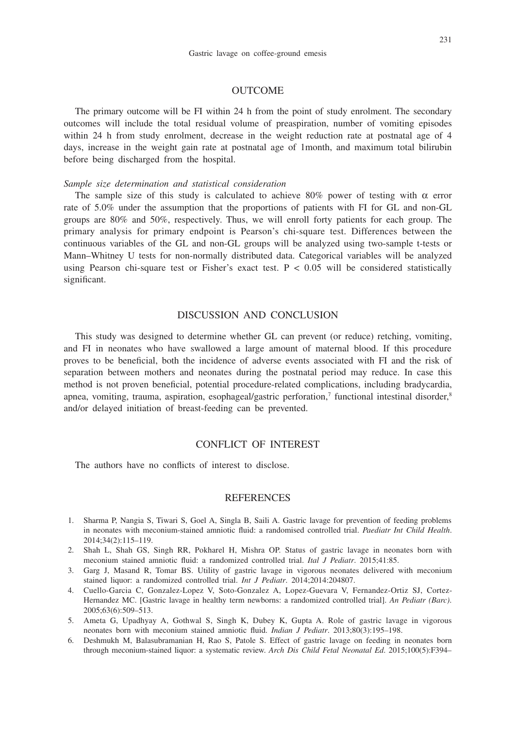## OUTCOME

The primary outcome will be FI within 24 h from the point of study enrolment. The secondary outcomes will include the total residual volume of preaspiration, number of vomiting episodes within 24 h from study enrolment, decrease in the weight reduction rate at postnatal age of 4 days, increase in the weight gain rate at postnatal age of 1month, and maximum total bilirubin before being discharged from the hospital.

### *Sample size determination and statistical consideration*

The sample size of this study is calculated to achieve 80% power of testing with $\alpha$ error rate of 5.0% under the assumption that the proportions of patients with FI for GL and non-GL groups are 80% and 50%, respectively. Thus, we will enroll forty patients for each group. The primary analysis for primary endpoint is Pearson's chi-square test. Differences between the continuous variables of the GL and non-GL groups will be analyzed using two-sample t-tests or Mann–Whitney U tests for non-normally distributed data. Categorical variables will be analyzed using Pearson chi-square test or Fisher's exact test. $P < 0.05$ will be considered statistically significant.

## DISCUSSION AND CONCLUSION

This study was designed to determine whether GL can prevent (or reduce) retching, vomiting, and FI in neonates who have swallowed a large amount of maternal blood. If this procedure proves to be beneficial, both the incidence of adverse events associated with FI and the risk of separation between mothers and neonates during the postnatal period may reduce. In case this method is not proven beneficial, potential procedure-related complications, including bradycardia, apnea, vomiting, trauma, aspiration, esophageal/gastric perforation,[7] functional intestinal disorder,[8] and/or delayed initiation of breast-feeding can be prevented.

## CONFLICT OF INTEREST

The authors have no conflicts of interest to disclose.

## REFERENCES

1. Sharma P, Nangia S, Tiwari S, Goel A, Singla B, Saili A. Gastric lavage for prevention of feeding problems in neonates with meconium-stained amniotic fluid: a randomised controlled trial. *Paediatr Int Child Health*. 2014;34(2):115–119.
2. Shah L, Shah GS, Singh RR, Pokharel H, Mishra OP. Status of gastric lavage in neonates born with meconium stained amniotic fluid: a randomized controlled trial. *Ital J Pediatr*. 2015;41:85.
3. Garg J, Masand R, Tomar BS. Utility of gastric lavage in vigorous neonates delivered with meconium stained liquor: a randomized controlled trial. *Int J Pediatr*. 2014;2014:204807.
4. Cuello-Garcia C, Gonzalez-Lopez V, Soto-Gonzalez A, Lopez-Guevara V, Fernandez-Ortiz SJ, Cortez-Hernandez MC. [Gastric lavage in healthy term newborns: a randomized controlled trial]. *An Pediatr (Barc)*. 2005;63(6):509–513.
5. Ameta G, Upadhyay A, Gothwal S, Singh K, Dubey K, Gupta A. Role of gastric lavage in vigorous neonates born with meconium stained amniotic fluid. *Indian J Pediatr*. 2013;80(3):195–198.
6. Deshmukh M, Balasubramanian H, Rao S, Patole S. Effect of gastric lavage on feeding in neonates born through meconium-stained liquor: a systematic review. *Arch Dis Child Fetal Neonatal Ed*. 2015;100(5):F394–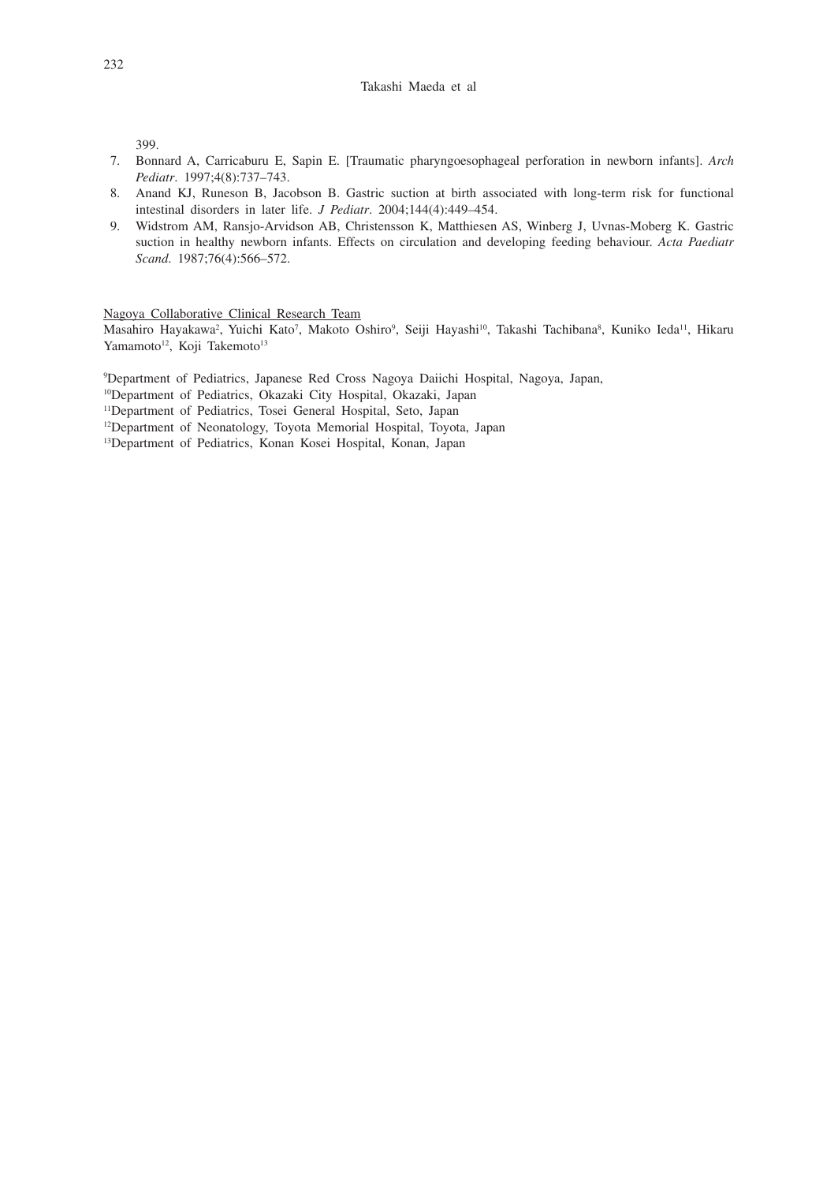399.

7. Bonnard A, Carricaburu E, Sapin E. [Traumatic pharyngoesophageal perforation in newborn infants]. *Arch Pediatr*. 1997;4(8):737–743.
8. Anand KJ, Runeson B, Jacobson B. Gastric suction at birth associated with long-term risk for functional intestinal disorders in later life. *J Pediatr*. 2004;144(4):449–454.
9. Widstrom AM, Ransjo-Arvidson AB, Christensson K, Matthiesen AS, Winberg J, Uvnas-Moberg K. Gastric suction in healthy newborn infants. Effects on circulation and developing feeding behaviour. *Acta Paediatr Scand*. 1987;76(4):566–572.

Nagoya Collaborative Clinical Research Team

Masahiro Hayakawa[2], Yuichi Kato[7], Makoto Oshiro[9], Seiji Hayashi[10], Takashi Tachibana[8], Kuniko Ieda[11], Hikaru Yamamoto[12], Koji Takemoto[13]

[9]Department of Pediatrics, Japanese Red Cross Nagoya Daiichi Hospital, Nagoya, Japan,

[10]Department of Pediatrics, Okazaki City Hospital, Okazaki, Japan

[11]Department of Pediatrics, Tosei General Hospital, Seto, Japan

[12]Department of Neonatology, Toyota Memorial Hospital, Toyota, Japan

[13]Department of Pediatrics, Konan Kosei Hospital, Konan, Japan